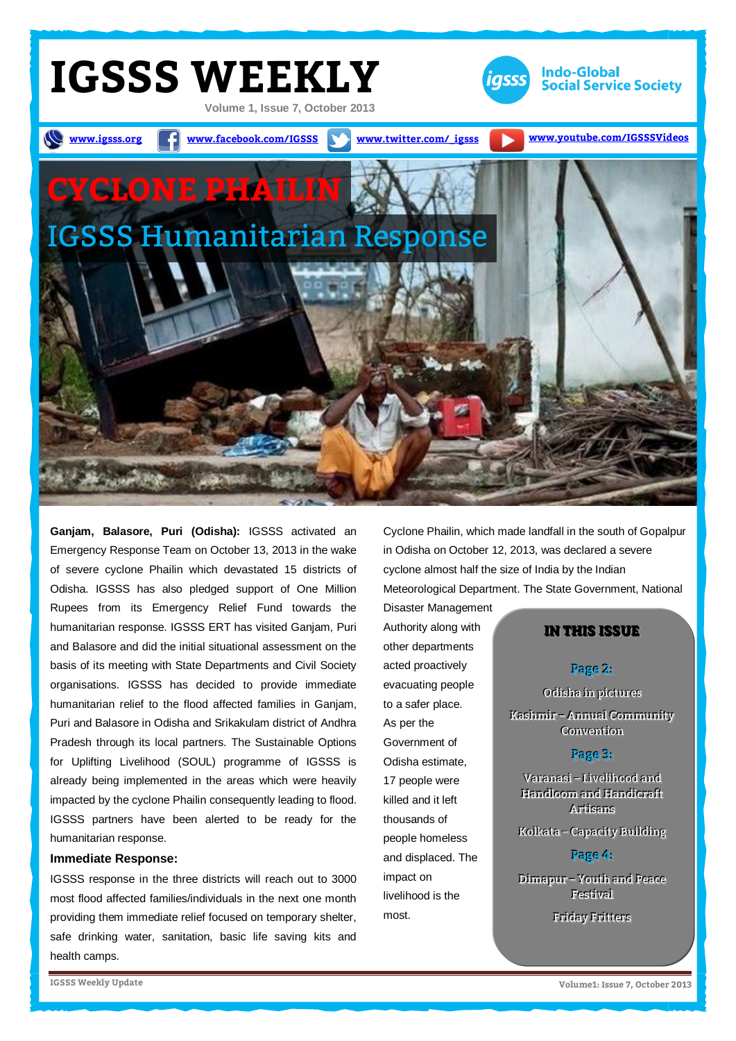# IGSSS WEEKLY

Volume 1, Issue 7, October 2013

Indo-Global Social Service Society

www.igsss.org | www.facebook.com/IGSSS | www.twitter.com/_igsss | www.youtube.com/IGSSSVideos

## CYCLONE PHAILIN

## IGSSS Humanitarian Response

**Ganjam, Balasore, Puri (Odisha):** IGSSS activated an Emergency Response Team on October 13, 2013 in the wake of severe cyclone Phailin which devastated 15 districts of Odisha. IGSSS has also pledged support of One Million Rupees from its Emergency Relief Fund towards the humanitarian response. IGSSS ERT has visited Ganjam, Puri and Balasore and did the initial situational assessment on the basis of its meeting with State Departments and Civil Society organisations. IGSSS has decided to provide immediate humanitarian relief to the flood affected families in Ganjam, Puri and Balasore in Odisha and Srikakulam district of Andhra Pradesh through its local partners. The Sustainable Options for Uplifting Livelihood (SOUL) programme of IGSSS is already being implemented in the areas which were heavily impacted by the cyclone Phailin consequently leading to flood. IGSSS partners have been alerted to be ready for the humanitarian response.

### Immediate Response:

IGSSS response in the three districts will reach out to 3000 most flood affected families/individuals in the next one month providing them immediate relief focused on temporary shelter, safe drinking water, sanitation, basic life saving kits and health camps.

Cyclone Phailin, which made landfall in the south of Gopalpur in Odisha on October 12, 2013, was declared a severe cyclone almost half the size of India by the Indian Meteorological Department. The State Government, National Disaster Management Authority along with other departments acted proactively evacuating people to a safer place. As per the Government of Odisha estimate, 17 people were killed and it left thousands of people homeless and displaced. The impact on livelihood is the most.

### IN THIS ISSUE

**Page 2:**

Odisha in pictures

Kashmir – Annual Community Convention

**Page 3:**

Varanasi – Livelihood and Handloom and Handicraft Artisans

Kolkata – Capacity Building

**Page 4:**

Dimapur – Youth and Peace Festival

Friday Fritters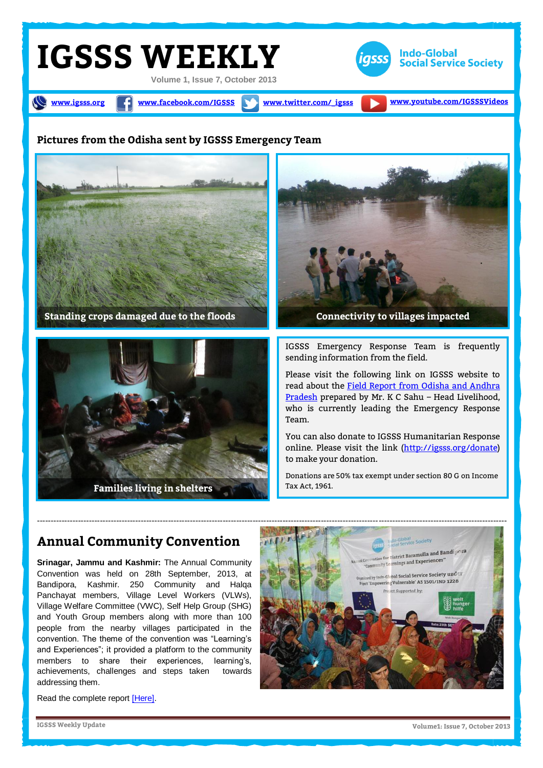# IGSSS WEEKLY

Volume 1, Issue 7, October 2013

Indo-Global Social Service Society

www.igsss.org | www.facebook.com/IGSSS | www.twitter.com/_igsss | www.youtube.com/IGSSSVideos

## Pictures from the Odisha sent by IGSSS Emergency Team

Standing crops damaged due to the floods

Connectivity to villages impacted

Families living in shelters

IGSSS Emergency Response Team is frequently sending information from the field.

Please visit the following link on IGSSS website to read about the [Field Report from Odisha and Andhra Pradesh] prepared by Mr. K C Sahu – Head Livelihood, who is currently leading the Emergency Response Team.

You can also donate to IGSSS Humanitarian Response online. Please visit the link (http://igsss.org/donate) to make your donation.

Donations are 50% tax exempt under section 80 G on Income Tax Act, 1961.

---

## Annual Community Convention

**Srinagar, Jammu and Kashmir:** The Annual Community Convention was held on 28th September, 2013, at Bandipora, Kashmir. 250 Community and Halqa Panchayat members, Village Level Workers (VLWs), Village Welfare Committee (VWC), Self Help Group (SHG) and Youth Group members along with more than 100 people from the nearby villages participated in the convention. The theme of the convention was "Learning's and Experiences"; it provided a platform to the community members to share their experiences, learning's, achievements, challenges and steps taken towards addressing them.

Read the complete report [Here].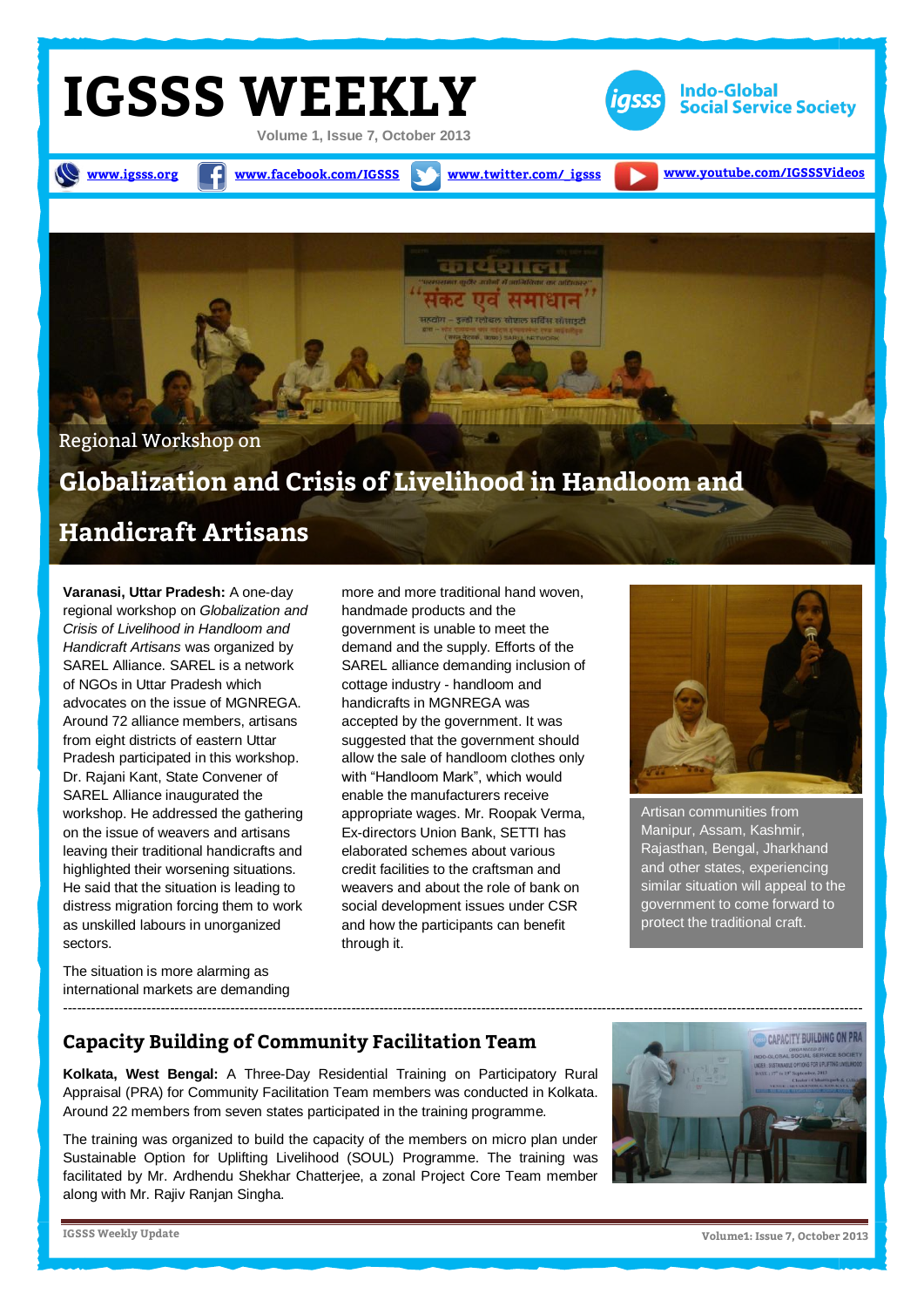# IGSSS WEEKLY

Volume 1, Issue 7, October 2013

Indo-Global Social Service Society

www.igsss.org www.facebook.com/IGSSS www.twitter.com/_igsss www.youtube.com/IGSSSVideos

Regional Workshop on

## Globalization and Crisis of Livelihood in Handloom and Handicraft Artisans

**Varanasi, Uttar Pradesh:** A one-day regional workshop on *Globalization and Crisis of Livelihood in Handloom and Handicraft Artisans* was organized by SAREL Alliance. SAREL is a network of NGOs in Uttar Pradesh which advocates on the issue of MGNREGA. Around 72 alliance members, artisans from eight districts of eastern Uttar Pradesh participated in this workshop. Dr. Rajani Kant, State Convener of SAREL Alliance inaugurated the workshop. He addressed the gathering on the issue of weavers and artisans leaving their traditional handicrafts and highlighted their worsening situations. He said that the situation is leading to distress migration forcing them to work as unskilled labours in unorganized sectors.

The situation is more alarming as international markets are demanding more and more traditional hand woven, handmade products and the government is unable to meet the demand and the supply. Efforts of the SAREL alliance demanding inclusion of cottage industry - handloom and handicrafts in MGNREGA was accepted by the government. It was suggested that the government should allow the sale of handloom clothes only with "Handloom Mark", which would enable the manufacturers receive appropriate wages. Mr. Roopak Verma, Ex-directors Union Bank, SETTI has elaborated schemes about various credit facilities to the craftsman and weavers and about the role of bank on social development issues under CSR and how the participants can benefit through it.

Artisan communities from Manipur, Assam, Kashmir, Rajasthan, Bengal, Jharkhand and other states, experiencing similar situation will appeal to the government to come forward to protect the traditional craft.

---

## Capacity Building of Community Facilitation Team

**Kolkata, West Bengal:** A Three-Day Residential Training on Participatory Rural Appraisal (PRA) for Community Facilitation Team members was conducted in Kolkata. Around 22 members from seven states participated in the training programme.

The training was organized to build the capacity of the members on micro plan under Sustainable Option for Uplifting Livelihood (SOUL) Programme. The training was facilitated by Mr. Ardhendu Shekhar Chatterjee, a zonal Project Core Team member along with Mr. Rajiv Ranjan Singha.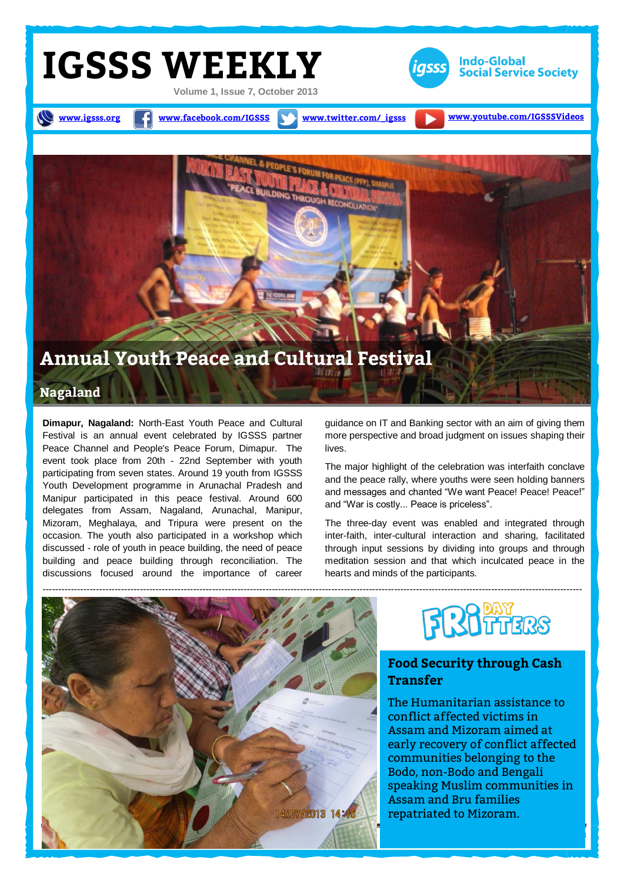# IGSSS WEEKLY

Volume 1, Issue 7, October 2013

Indo-Global Social Service Society

www.igsss.org www.facebook.com/IGSSS www.twitter.com/_igsss www.youtube.com/IGSSSVideos

## Annual Youth Peace and Cultural Festival

### Nagaland

**Dimapur, Nagaland:** North-East Youth Peace and Cultural Festival is an annual event celebrated by IGSSS partner Peace Channel and People's Peace Forum, Dimapur. The event took place from 20th - 22nd September with youth participating from seven states. Around 19 youth from IGSSS Youth Development programme in Arunachal Pradesh and Manipur participated in this peace festival. Around 600 delegates from Assam, Nagaland, Arunachal, Manipur, Mizoram, Meghalaya, and Tripura were present on the occasion. The youth also participated in a workshop which discussed - role of youth in peace building, the need of peace building and peace building through reconciliation. The discussions focused around the importance of career guidance on IT and Banking sector with an aim of giving them more perspective and broad judgment on issues shaping their lives.

The major highlight of the celebration was interfaith conclave and the peace rally, where youths were seen holding banners and messages and chanted "We want Peace! Peace! Peace!" and "War is costly... Peace is priceless".

The three-day event was enabled and integrated through inter-faith, inter-cultural interaction and sharing, facilitated through input sessions by dividing into groups and through meditation session and that which inculcated peace in the hearts and minds of the participants.

---

FRIDAY FRITTERS

### Food Security through Cash Transfer

The Humanitarian assistance to conflict affected victims in Assam and Mizoram aimed at early recovery of conflict affected communities belonging to the Bodo, non-Bodo and Bengali speaking Muslim communities in Assam and Bru families repatriated to Mizoram.